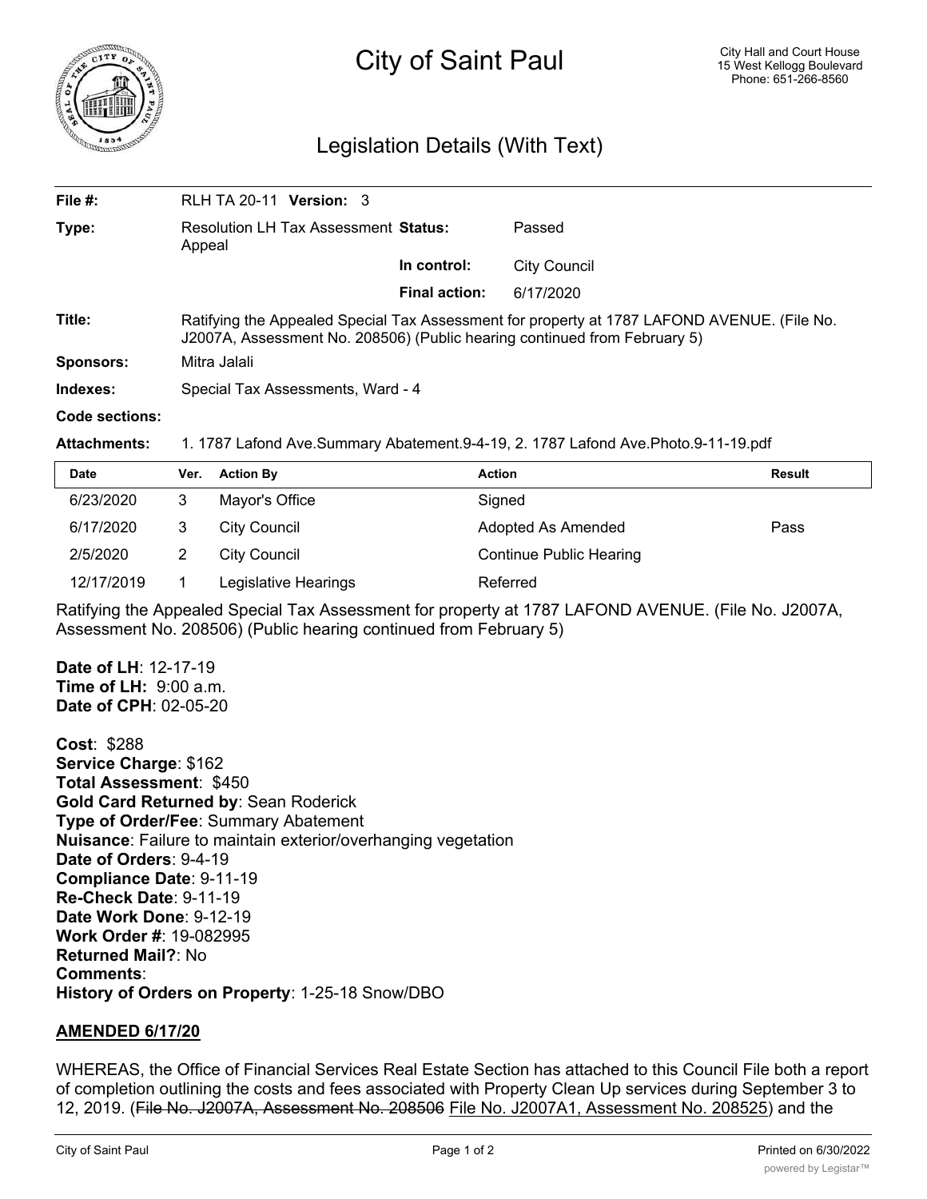# City of Saint Paul

City Hall and Court House
15 West Kellogg Boulevard
Phone: 651-266-8560

## Legislation Details (With Text)

| | | | |
|---|---|---|---|
| **File #:** | RLH TA 20-11 **Version:** 3 | | |
| **Type:** | Resolution LH Tax Assessment Appeal | **Status:** | Passed |
| | | **In control:** | City Council |
| | | **Final action:** | 6/17/2020 |

**Title:** Ratifying the Appealed Special Tax Assessment for property at 1787 LAFOND AVENUE. (File No. J2007A, Assessment No. 208506) (Public hearing continued from February 5)

**Sponsors:** Mitra Jalali

**Indexes:** Special Tax Assessments, Ward - 4

**Code sections:**

**Attachments:** 1. 1787 Lafond Ave.Summary Abatement.9-4-19, 2. 1787 Lafond Ave.Photo.9-11-19.pdf

| Date | Ver. | Action By | Action | Result |
|---|---|---|---|---|
| 6/23/2020 | 3 | Mayor's Office | Signed | |
| 6/17/2020 | 3 | City Council | Adopted As Amended | Pass |
| 2/5/2020 | 2 | City Council | Continue Public Hearing | |
| 12/17/2019 | 1 | Legislative Hearings | Referred | |

Ratifying the Appealed Special Tax Assessment for property at 1787 LAFOND AVENUE. (File No. J2007A, Assessment No. 208506) (Public hearing continued from February 5)

**Date of LH**: 12-17-19
**Time of LH:** 9:00 a.m.
**Date of CPH**: 02-05-20

**Cost**: $288
**Service Charge**: $162
**Total Assessment**: $450
**Gold Card Returned by**: Sean Roderick
**Type of Order/Fee**: Summary Abatement
**Nuisance**: Failure to maintain exterior/overhanging vegetation
**Date of Orders**: 9-4-19
**Compliance Date**: 9-11-19
**Re-Check Date**: 9-11-19
**Date Work Done**: 9-12-19
**Work Order #**: 19-082995
**Returned Mail?**: No
**Comments**:
**History of Orders on Property**: 1-25-18 Snow/DBO

**AMENDED 6/17/20**

WHEREAS, the Office of Financial Services Real Estate Section has attached to this Council File both a report of completion outlining the costs and fees associated with Property Clean Up services during September 3 to 12, 2019. (~~File No. J2007A, Assessment No. 208506~~ File No. J2007A1, Assessment No. 208525) and the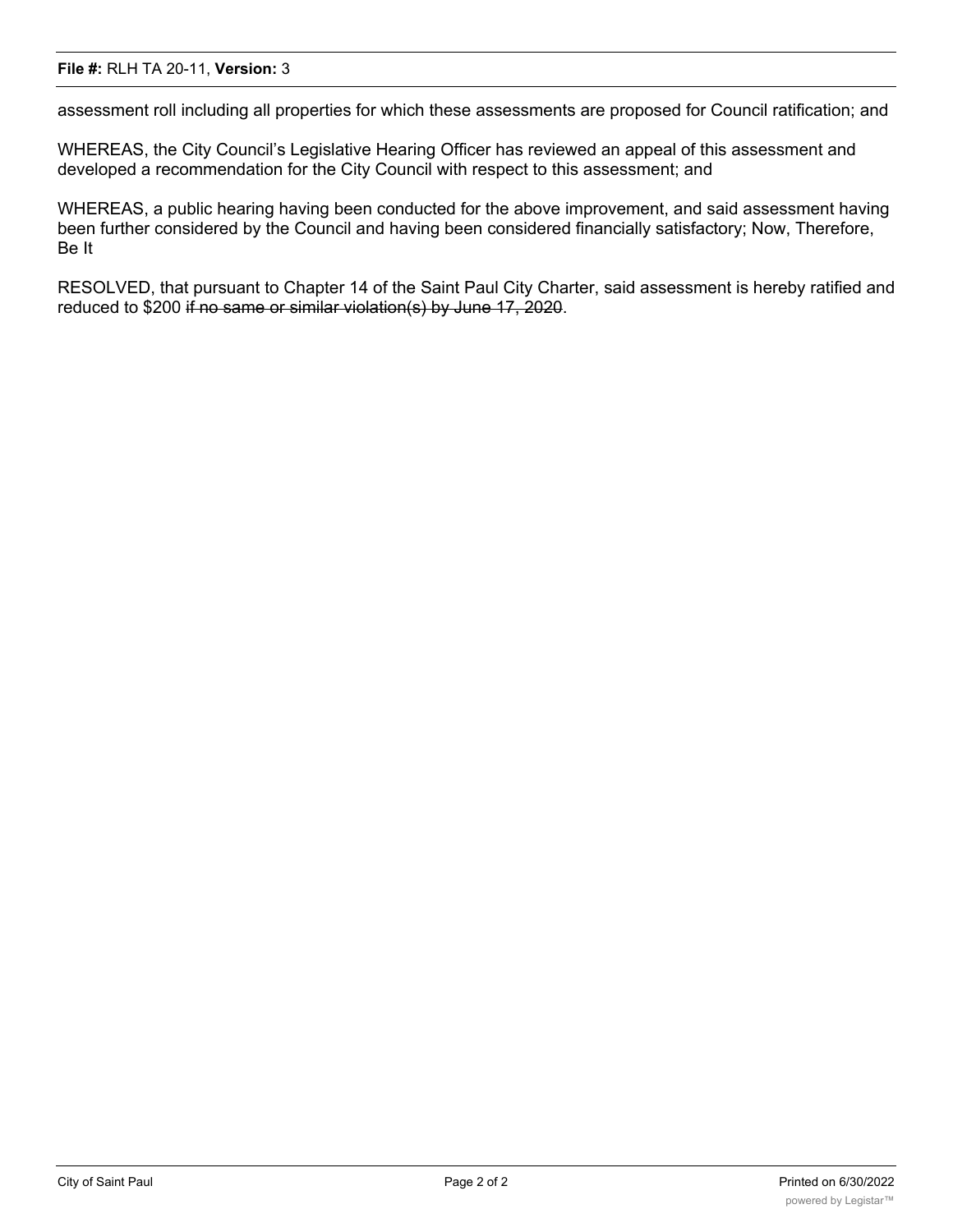assessment roll including all properties for which these assessments are proposed for Council ratification; and

WHEREAS, the City Council's Legislative Hearing Officer has reviewed an appeal of this assessment and developed a recommendation for the City Council with respect to this assessment; and

WHEREAS, a public hearing having been conducted for the above improvement, and said assessment having been further considered by the Council and having been considered financially satisfactory; Now, Therefore, Be It

RESOLVED, that pursuant to Chapter 14 of the Saint Paul City Charter, said assessment is hereby ratified and reduced to $200 ~~if no same or similar violation(s) by June 17, 2020~~.